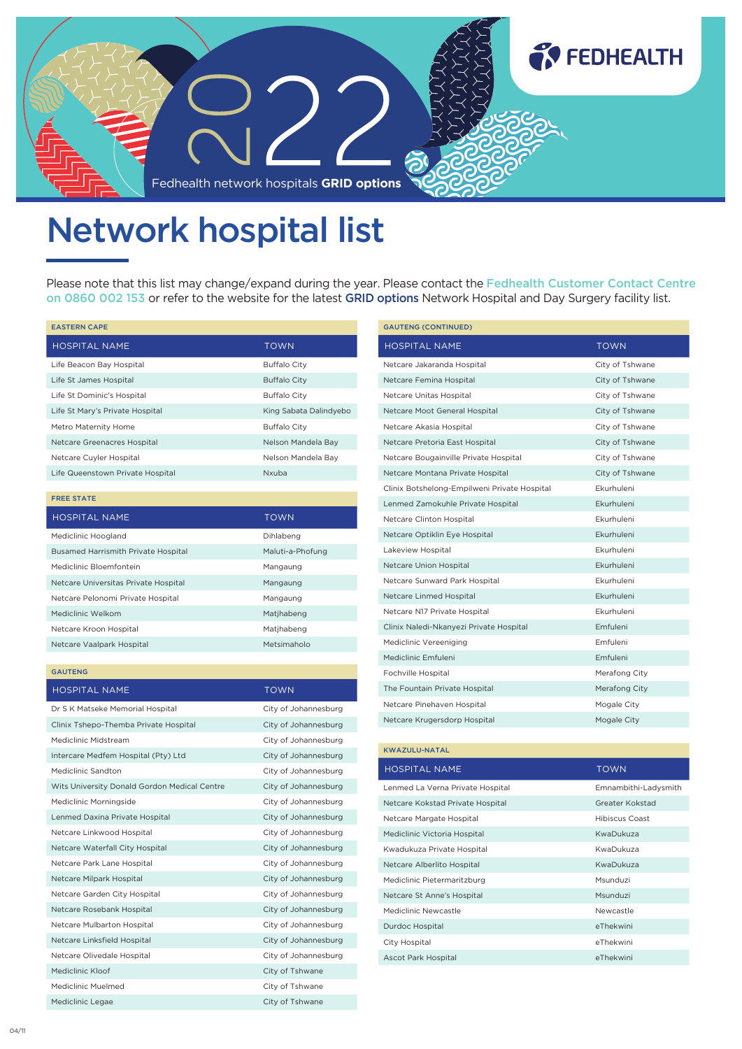2022

Fedhealth network hospitals **GRID options**

FEDHEALTH

# Network hospital list

Please note that this list may change/expand during the year. Please contact the Fedhealth Customer Contact Centre on 0860 002 153 or refer to the website for the latest GRID options Network Hospital and Day Surgery facility list.

## EASTERN CAPE

| HOSPITAL NAME | TOWN |
|---|---|
| Life Beacon Bay Hospital | Buffalo City |
| Life St James Hospital | Buffalo City |
| Life St Dominic's Hospital | Buffalo City |
| Life St Mary's Private Hospital | King Sabata Dalindyebo |
| Metro Maternity Home | Buffalo City |
| Netcare Greenacres Hospital | Nelson Mandela Bay |
| Netcare Cuyler Hospital | Nelson Mandela Bay |
| Life Queenstown Private Hospital | Nxuba |

## FREE STATE

| HOSPITAL NAME | TOWN |
|---|---|
| Mediclinic Hoogland | Dihlabeng |
| Busamed Harrismith Private Hospital | Maluti-a-Phofung |
| Mediclinic Bloemfontein | Mangaung |
| Netcare Universitas Private Hospital | Mangaung |
| Netcare Pelonomi Private Hospital | Mangaung |
| Mediclinic Welkom | Matjhabeng |
| Netcare Kroon Hospital | Matjhabeng |
| Netcare Vaalpark Hospital | Metsimaholo |

## GAUTENG

| HOSPITAL NAME | TOWN |
|---|---|
| Dr S K Matseke Memorial Hospital | City of Johannesburg |
| Clinix Tshepo-Themba Private Hospital | City of Johannesburg |
| Mediclinic Midstream | City of Johannesburg |
| Intercare Medfem Hospital (Pty) Ltd | City of Johannesburg |
| Mediclinic Sandton | City of Johannesburg |
| Wits University Donald Gordon Medical Centre | City of Johannesburg |
| Mediclinic Morningside | City of Johannesburg |
| Lenmed Daxina Private Hospital | City of Johannesburg |
| Netcare Linkwood Hospital | City of Johannesburg |
| Netcare Waterfall City Hospital | City of Johannesburg |
| Netcare Park Lane Hospital | City of Johannesburg |
| Netcare Milpark Hospital | City of Johannesburg |
| Netcare Garden City Hospital | City of Johannesburg |
| Netcare Rosebank Hospital | City of Johannesburg |
| Netcare Mulbarton Hospital | City of Johannesburg |
| Netcare Linksfield Hospital | City of Johannesburg |
| Netcare Olivedale Hospital | City of Johannesburg |
| Mediclinic Kloof | City of Tshwane |
| Mediclinic Muelmed | City of Tshwane |
| Mediclinic Legae | City of Tshwane |

## GAUTENG (CONTINUED)

| HOSPITAL NAME | TOWN |
|---|---|
| Netcare Jakaranda Hospital | City of Tshwane |
| Netcare Femina Hospital | City of Tshwane |
| Netcare Unitas Hospital | City of Tshwane |
| Netcare Moot General Hospital | City of Tshwane |
| Netcare Akasia Hospital | City of Tshwane |
| Netcare Pretoria East Hospital | City of Tshwane |
| Netcare Bougainville Private Hospital | City of Tshwane |
| Netcare Montana Private Hospital | City of Tshwane |
| Clinix Botshelong-Empilweni Private Hospital | Ekurhuleni |
| Lenmed Zamokuhle Private Hospital | Ekurhuleni |
| Netcare Clinton Hospital | Ekurhuleni |
| Netcare Optiklin Eye Hospital | Ekurhuleni |
| Lakeview Hospital | Ekurhuleni |
| Netcare Union Hospital | Ekurhuleni |
| Netcare Sunward Park Hospital | Ekurhuleni |
| Netcare Linmed Hospital | Ekurhuleni |
| Netcare N17 Private Hospital | Ekurhuleni |
| Clinix Naledi-Nkanyezi Private Hospital | Emfuleni |
| Mediclinic Vereeniging | Emfuleni |
| Mediclinic Emfuleni | Emfuleni |
| Fochville Hospital | Merafong City |
| The Fountain Private Hospital | Merafong City |
| Netcare Pinehaven Hospital | Mogale City |
| Netcare Krugersdorp Hospital | Mogale City |

## KWAZULU-NATAL

| HOSPITAL NAME | TOWN |
|---|---|
| Lenmed La Verna Private Hospital | Emnambithi-Ladysmith |
| Netcare Kokstad Private Hospital | Greater Kokstad |
| Netcare Margate Hospital | Hibiscus Coast |
| Mediclinic Victoria Hospital | KwaDukuza |
| Kwadukuza Private Hospital | KwaDukuza |
| Netcare Alberlito Hospital | KwaDukuza |
| Mediclinic Pietermaritzburg | Msunduzi |
| Netcare St Anne's Hospital | Msunduzi |
| Mediclinic Newcastle | Newcastle |
| Durdoc Hospital | eThekwini |
| City Hospital | eThekwini |
| Ascot Park Hospital | eThekwini |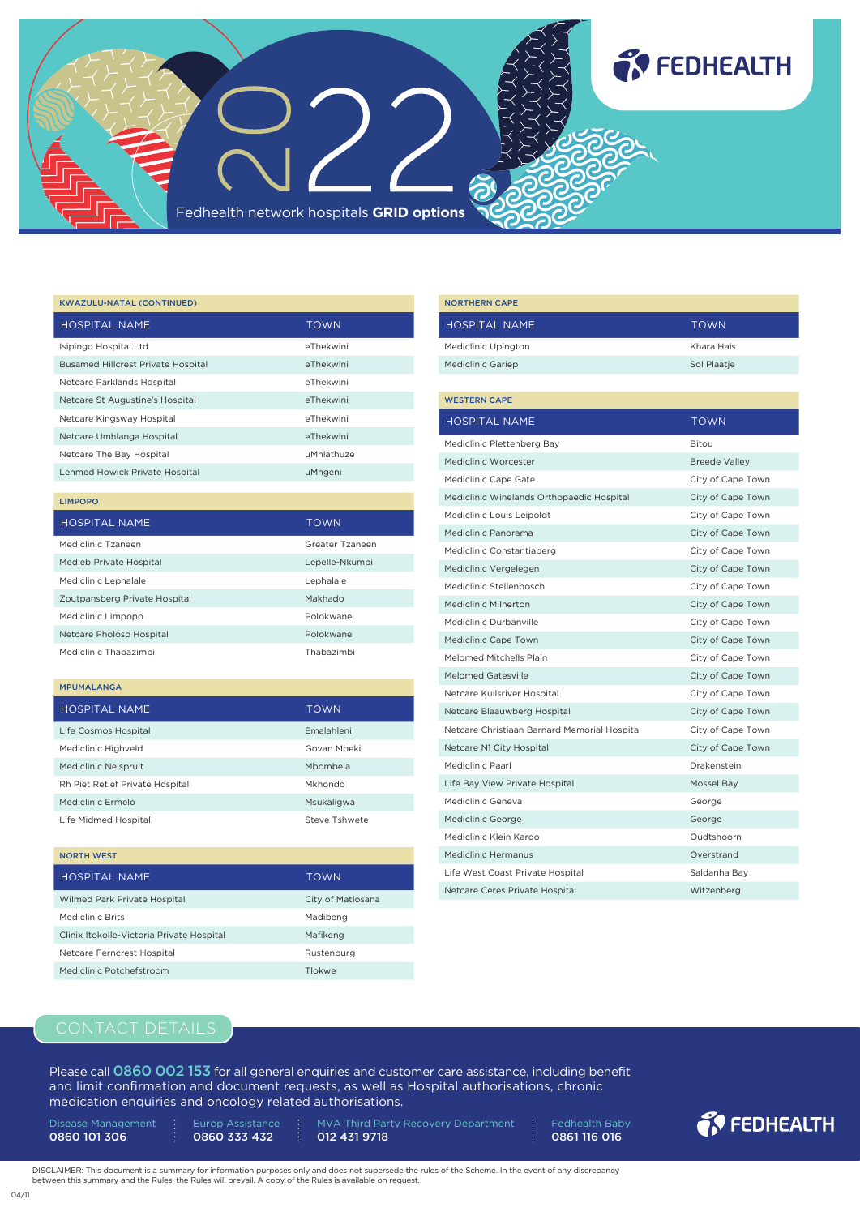# 2022

Fedhealth network hospitals **GRID options**

FEDHEALTH

## KWAZULU-NATAL (CONTINUED)

| HOSPITAL NAME | TOWN |
|---|---|
| Isipingo Hospital Ltd | eThekwini |
| Busamed Hillcrest Private Hospital | eThekwini |
| Netcare Parklands Hospital | eThekwini |
| Netcare St Augustine's Hospital | eThekwini |
| Netcare Kingsway Hospital | eThekwini |
| Netcare Umhlanga Hospital | eThekwini |
| Netcare The Bay Hospital | uMhlathuze |
| Lenmed Howick Private Hospital | uMngeni |

## LIMPOPO

| HOSPITAL NAME | TOWN |
|---|---|
| Mediclinic Tzaneen | Greater Tzaneen |
| Medleb Private Hospital | Lepelle-Nkumpi |
| Mediclinic Lephalale | Lephalale |
| Zoutpansberg Private Hospital | Makhado |
| Mediclinic Limpopo | Polokwane |
| Netcare Pholoso Hospital | Polokwane |
| Mediclinic Thabazimbi | Thabazimbi |

## MPUMALANGA

| HOSPITAL NAME | TOWN |
|---|---|
| Life Cosmos Hospital | Emalahleni |
| Mediclinic Highveld | Govan Mbeki |
| Mediclinic Nelspruit | Mbombela |
| Rh Piet Retief Private Hospital | Mkhondo |
| Mediclinic Ermelo | Msukaligwa |
| Life Midmed Hospital | Steve Tshwete |

## NORTH WEST

| HOSPITAL NAME | TOWN |
|---|---|
| Wilmed Park Private Hospital | City of Matlosana |
| Mediclinic Brits | Madibeng |
| Clinix Itokolle-Victoria Private Hospital | Mafikeng |
| Netcare Ferncrest Hospital | Rustenburg |
| Mediclinic Potchefstroom | Tlokwe |

## NORTHERN CAPE

| HOSPITAL NAME | TOWN |
|---|---|
| Mediclinic Upington | Khara Hais |
| Mediclinic Gariep | Sol Plaatje |

## WESTERN CAPE

| HOSPITAL NAME | TOWN |
|---|---|
| Mediclinic Plettenberg Bay | Bitou |
| Mediclinic Worcester | Breede Valley |
| Mediclinic Cape Gate | City of Cape Town |
| Mediclinic Winelands Orthopaedic Hospital | City of Cape Town |
| Mediclinic Louis Leipoldt | City of Cape Town |
| Mediclinic Panorama | City of Cape Town |
| Mediclinic Constantiaberg | City of Cape Town |
| Mediclinic Vergelegen | City of Cape Town |
| Mediclinic Stellenbosch | City of Cape Town |
| Mediclinic Milnerton | City of Cape Town |
| Mediclinic Durbanville | City of Cape Town |
| Mediclinic Cape Town | City of Cape Town |
| Melomed Mitchells Plain | City of Cape Town |
| Melomed Gatesville | City of Cape Town |
| Netcare Kuilsriver Hospital | City of Cape Town |
| Netcare Blaauwberg Hospital | City of Cape Town |
| Netcare Christiaan Barnard Memorial Hospital | City of Cape Town |
| Netcare N1 City Hospital | City of Cape Town |
| Mediclinic Paarl | Drakenstein |
| Life Bay View Private Hospital | Mossel Bay |
| Mediclinic Geneva | George |
| Mediclinic George | George |
| Mediclinic Klein Karoo | Oudtshoorn |
| Mediclinic Hermanus | Overstrand |
| Life West Coast Private Hospital | Saldanha Bay |
| Netcare Ceres Private Hospital | Witzenberg |

## CONTACT DETAILS

Please call 0860 002 153 for all general enquiries and customer care assistance, including benefit and limit confirmation and document requests, as well as Hospital authorisations, chronic medication enquiries and oncology related authorisations.

Disease Management
**0860 101 306**

Europ Assistance
**0860 333 432**

MVA Third Party Recovery Department
**012 431 9718**

Fedhealth Baby
**0861 116 016**

FEDHEALTH

DISCLAIMER: This document is a summary for information purposes only and does not supersede the rules of the Scheme. In the event of any discrepancy between this summary and the Rules, the Rules will prevail. A copy of the Rules is available on request.

04/11